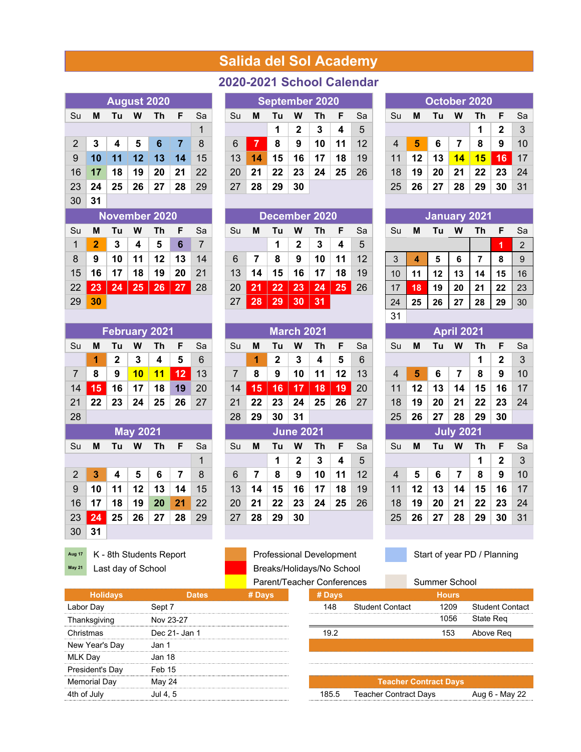# Salida del Sol Academy

## 2020-2021 School Calendar

### August 2020

| Su | M | Tu | W | Th | F | Sa |
|---|---|---|---|---|---|---|
| | | | | | | 1 |
| 2 | 3 | 4 | 5 | 6 | 7 | 8 |
| 9 | 10 | 11 | 12 | 13 | 14 | 15 |
| 16 | 17 | 18 | 19 | 20 | 21 | 22 |
| 23 | 24 | 25 | 26 | 27 | 28 | 29 |
| 30 | 31 | | | | | |

### September 2020

| Su | M | Tu | W | Th | F | Sa |
|---|---|---|---|---|---|---|
| | | 1 | 2 | 3 | 4 | 5 |
| 6 | 7 | 8 | 9 | 10 | 11 | 12 |
| 13 | 14 | 15 | 16 | 17 | 18 | 19 |
| 20 | 21 | 22 | 23 | 24 | 25 | 26 |
| 27 | 28 | 29 | 30 | | | |

### October 2020

| Su | M | Tu | W | Th | F | Sa |
|---|---|---|---|---|---|---|
| | | | | 1 | 2 | 3 |
| 4 | 5 | 6 | 7 | 8 | 9 | 10 |
| 11 | 12 | 13 | 14 | 15 | 16 | 17 |
| 18 | 19 | 20 | 21 | 22 | 23 | 24 |
| 25 | 26 | 27 | 28 | 29 | 30 | 31 |

### November 2020

| Su | M | Tu | W | Th | F | Sa |
|---|---|---|---|---|---|---|
| 1 | 2 | 3 | 4 | 5 | 6 | 7 |
| 8 | 9 | 10 | 11 | 12 | 13 | 14 |
| 15 | 16 | 17 | 18 | 19 | 20 | 21 |
| 22 | 23 | 24 | 25 | 26 | 27 | 28 |
| 29 | 30 | | | | | |

### December 2020

| Su | M | Tu | W | Th | F | Sa |
|---|---|---|---|---|---|---|
| | | 1 | 2 | 3 | 4 | 5 |
| 6 | 7 | 8 | 9 | 10 | 11 | 12 |
| 13 | 14 | 15 | 16 | 17 | 18 | 19 |
| 20 | 21 | 22 | 23 | 24 | 25 | 26 |
| 27 | 28 | 29 | 30 | 31 | | |

### January 2021

| Su | M | Tu | W | Th | F | Sa |
|---|---|---|---|---|---|---|
| | | | | | 1 | 2 |
| 3 | 4 | 5 | 6 | 7 | 8 | 9 |
| 10 | 11 | 12 | 13 | 14 | 15 | 16 |
| 17 | 18 | 19 | 20 | 21 | 22 | 23 |
| 24 | 25 | 26 | 27 | 28 | 29 | 30 |
| 31 | | | | | | |

### February 2021

| Su | M | Tu | W | Th | F | Sa |
|---|---|---|---|---|---|---|
| | 1 | 2 | 3 | 4 | 5 | 6 |
| 7 | 8 | 9 | 10 | 11 | 12 | 13 |
| 14 | 15 | 16 | 17 | 18 | 19 | 20 |
| 21 | 22 | 23 | 24 | 25 | 26 | 27 |
| 28 | | | | | | |

### March 2021

| Su | M | Tu | W | Th | F | Sa |
|---|---|---|---|---|---|---|
| | 1 | 2 | 3 | 4 | 5 | 6 |
| 7 | 8 | 9 | 10 | 11 | 12 | 13 |
| 14 | 15 | 16 | 17 | 18 | 19 | 20 |
| 21 | 22 | 23 | 24 | 25 | 26 | 27 |
| 28 | 29 | 30 | 31 | | | |

### April 2021

| Su | M | Tu | W | Th | F | Sa |
|---|---|---|---|---|---|---|
| | | | | 1 | 2 | 3 |
| 4 | 5 | 6 | 7 | 8 | 9 | 10 |
| 11 | 12 | 13 | 14 | 15 | 16 | 17 |
| 18 | 19 | 20 | 21 | 22 | 23 | 24 |
| 25 | 26 | 27 | 28 | 29 | 30 | |

### May 2021

| Su | M | Tu | W | Th | F | Sa |
|---|---|---|---|---|---|---|
| | | | | | | 1 |
| 2 | 3 | 4 | 5 | 6 | 7 | 8 |
| 9 | 10 | 11 | 12 | 13 | 14 | 15 |
| 16 | 17 | 18 | 19 | 20 | 21 | 22 |
| 23 | 24 | 25 | 26 | 27 | 28 | 29 |
| 30 | 31 | | | | | |

### June 2021

| Su | M | Tu | W | Th | F | Sa |
|---|---|---|---|---|---|---|
| | | 1 | 2 | 3 | 4 | 5 |
| 6 | 7 | 8 | 9 | 10 | 11 | 12 |
| 13 | 14 | 15 | 16 | 17 | 18 | 19 |
| 20 | 21 | 22 | 23 | 24 | 25 | 26 |
| 27 | 28 | 29 | 30 | | | |

### July 2021

| Su | M | Tu | W | Th | F | Sa |
|---|---|---|---|---|---|---|
| | | | | 1 | 2 | 3 |
| 4 | 5 | 6 | 7 | 8 | 9 | 10 |
| 11 | 12 | 13 | 14 | 15 | 16 | 17 |
| 18 | 19 | 20 | 21 | 22 | 23 | 24 |
| 25 | 26 | 27 | 28 | 29 | 30 | 31 |

### Legend

- Aug 17 — K - 8th Students Report
- May 21 — Last day of School
- Professional Development
- Breaks/Holidays/No School
- Parent/Teacher Conferences
- Start of year PD / Planning
- Summer School

| Holidays | Dates | # Days |
|---|---|---|
| Labor Day | Sept 7 | |
| Thanksgiving | Nov 23-27 | |
| Christmas | Dec 21- Jan 1 | |
| New Year's Day | Jan 1 | |
| MLK Day | Jan 18 | |
| President's Day | Feb 15 | |
| Memorial Day | May 24 | |
| 4th of July | Jul 4, 5 | |

| # Days | | Hours | |
|---|---|---|---|
| 148 | Student Contact | 1209 | Student Contact |
| | | 1056 | State Req |
| 19.2 | | 153 | Above Req |

| Teacher Contract Days | | |
|---|---|---|
| 185.5 | Teacher Contract Days | Aug 6 - May 22 |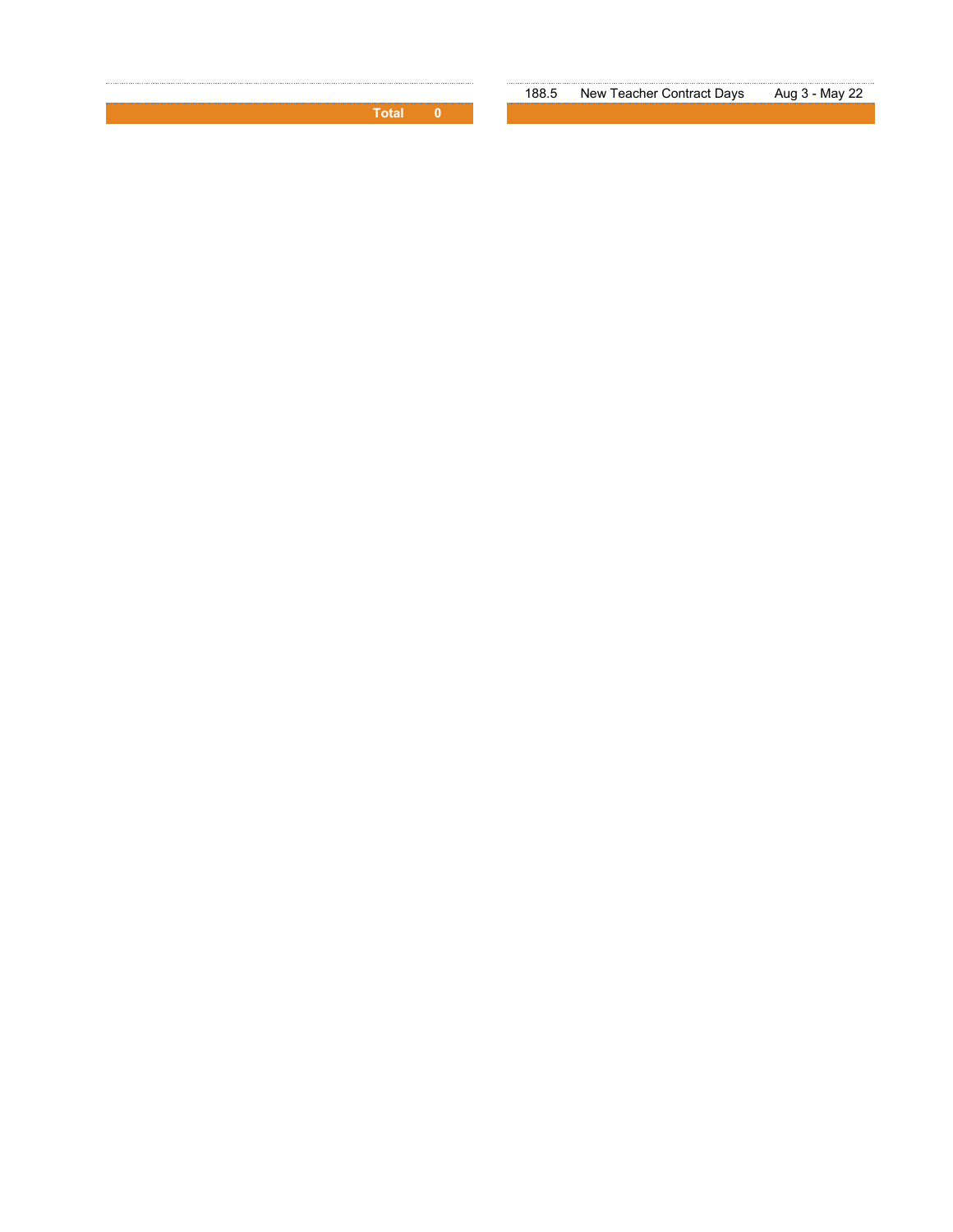| | |
|---|---|
| **Total** | **0** |

| | | |
|---|---|---|
| 188.5 | New Teacher Contract Days | Aug 3 - May 22 |